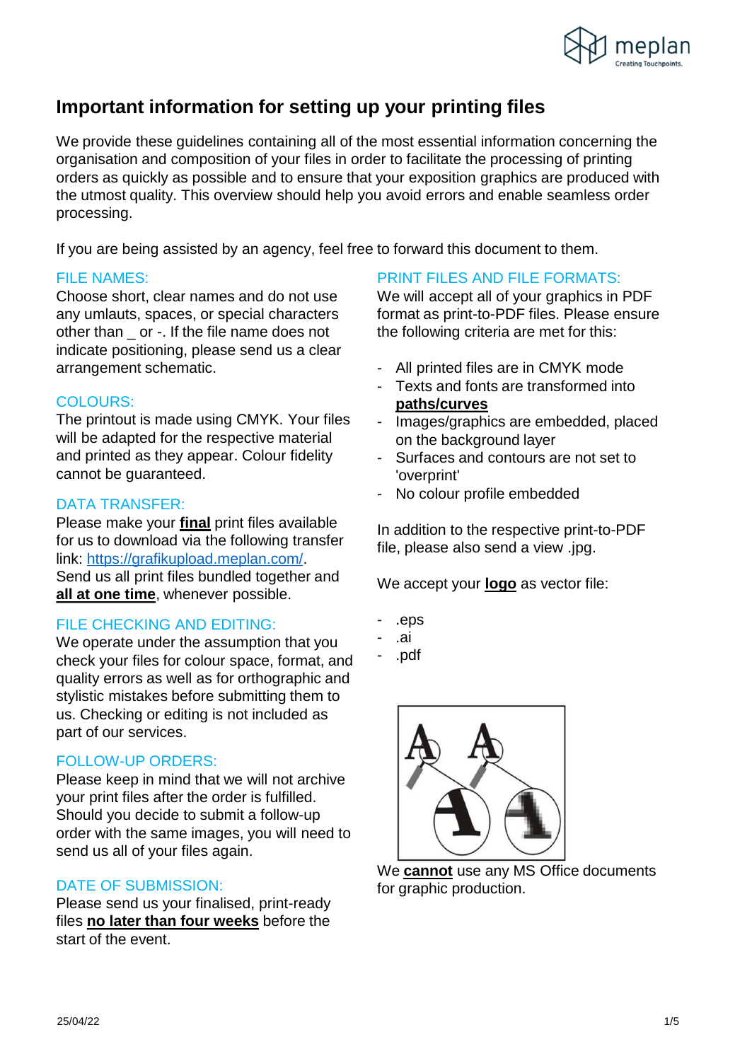# Important information for setting up your printing files

We provide these guidelines containing all of the most essential information concerning the organisation and composition of your files in order to facilitate the processing of printing orders as quickly as possible and to ensure that your exposition graphics are produced with the utmost quality. This overview should help you avoid errors and enable seamless order processing.

If you are being assisted by an agency, feel free to forward this document to them.

## FILE NAMES:

Choose short, clear names and do not use any umlauts, spaces, or special characters other than _ or -. If the file name does not indicate positioning, please send us a clear arrangement schematic.

## COLOURS:

The printout is made using CMYK. Your files will be adapted for the respective material and printed as they appear. Colour fidelity cannot be guaranteed.

## DATA TRANSFER:

Please make your **final** print files available for us to download via the following transfer link: https://grafikupload.meplan.com/.
Send us all print files bundled together and **all at one time**, whenever possible.

## FILE CHECKING AND EDITING:

We operate under the assumption that you check your files for colour space, format, and quality errors as well as for orthographic and stylistic mistakes before submitting them to us. Checking or editing is not included as part of our services.

## FOLLOW-UP ORDERS:

Please keep in mind that we will not archive your print files after the order is fulfilled. Should you decide to submit a follow-up order with the same images, you will need to send us all of your files again.

## DATE OF SUBMISSION:

Please send us your finalised, print-ready files **no later than four weeks** before the start of the event.

## PRINT FILES AND FILE FORMATS:

We will accept all of your graphics in PDF format as print-to-PDF files. Please ensure the following criteria are met for this:

- All printed files are in CMYK mode
- Texts and fonts are transformed into **paths/curves**
- Images/graphics are embedded, placed on the background layer
- Surfaces and contours are not set to 'overprint'
- No colour profile embedded

In addition to the respective print-to-PDF file, please also send a view .jpg.

We accept your **logo** as vector file:

- .eps
- .ai
- .pdf

We **cannot** use any MS Office documents for graphic production.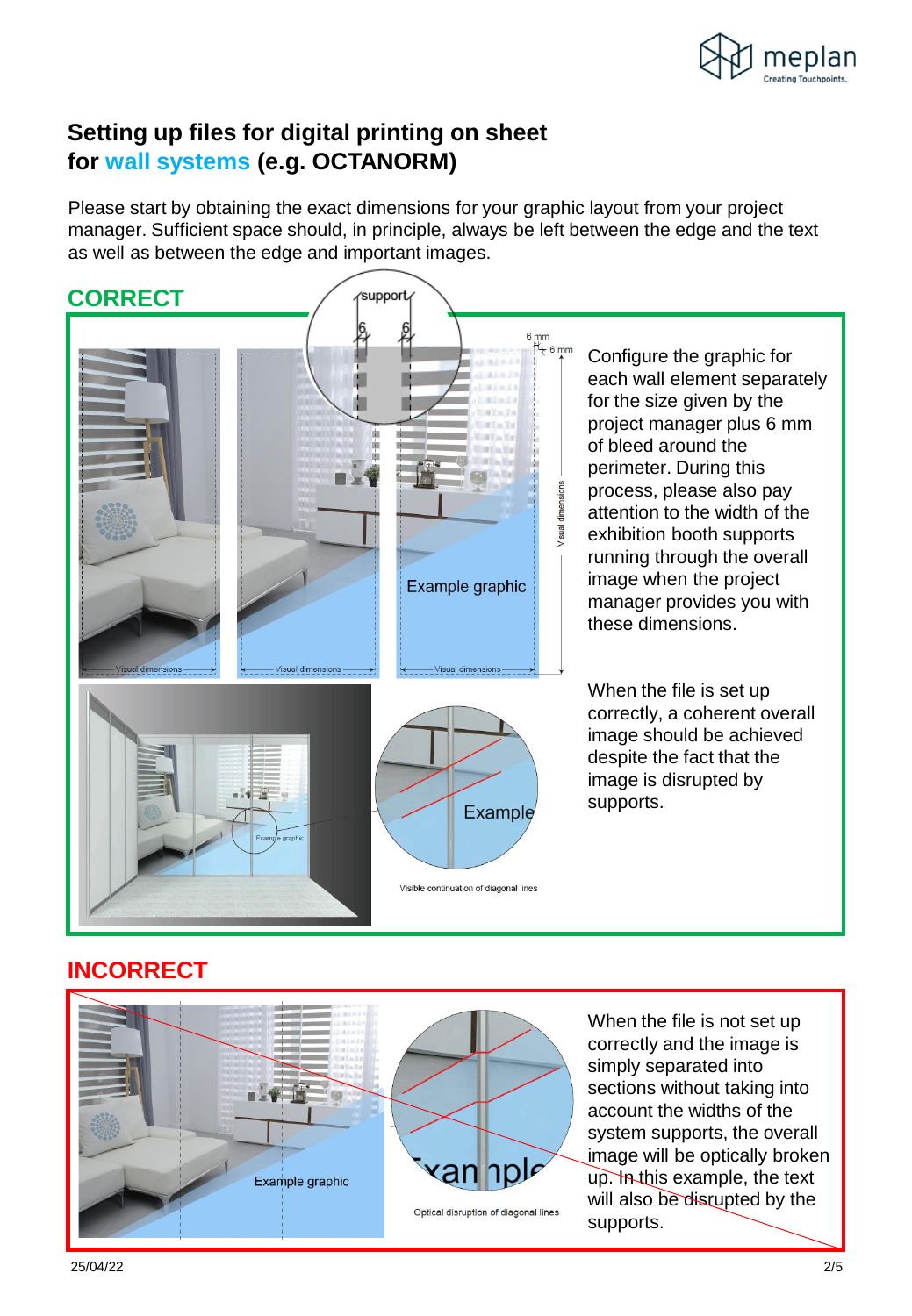# Setting up files for digital printing on sheet for wall systems (e.g. OCTANORM)

Please start by obtaining the exact dimensions for your graphic layout from your project manager. Sufficient space should, in principle, always be left between the edge and the text as well as between the edge and important images.

## CORRECT

support

6 6

6 mm

6 mm

Visual dimensions

Example graphic

Visual dimensions Visual dimensions Visual dimensions

Example graphic

Example

Visible continuation of diagonal lines

Configure the graphic for each wall element separately for the size given by the project manager plus 6 mm of bleed around the perimeter. During this process, please also pay attention to the width of the exhibition booth supports running through the overall image when the project manager provides you with these dimensions.

When the file is set up correctly, a coherent overall image should be achieved despite the fact that the image is disrupted by supports.

## INCORRECT

Example graphic

Example

Optical disruption of diagonal lines

When the file is not set up correctly and the image is simply separated into sections without taking into account the widths of the system supports, the overall image will be optically broken up. In this example, the text will also be disrupted by the supports.

25/04/22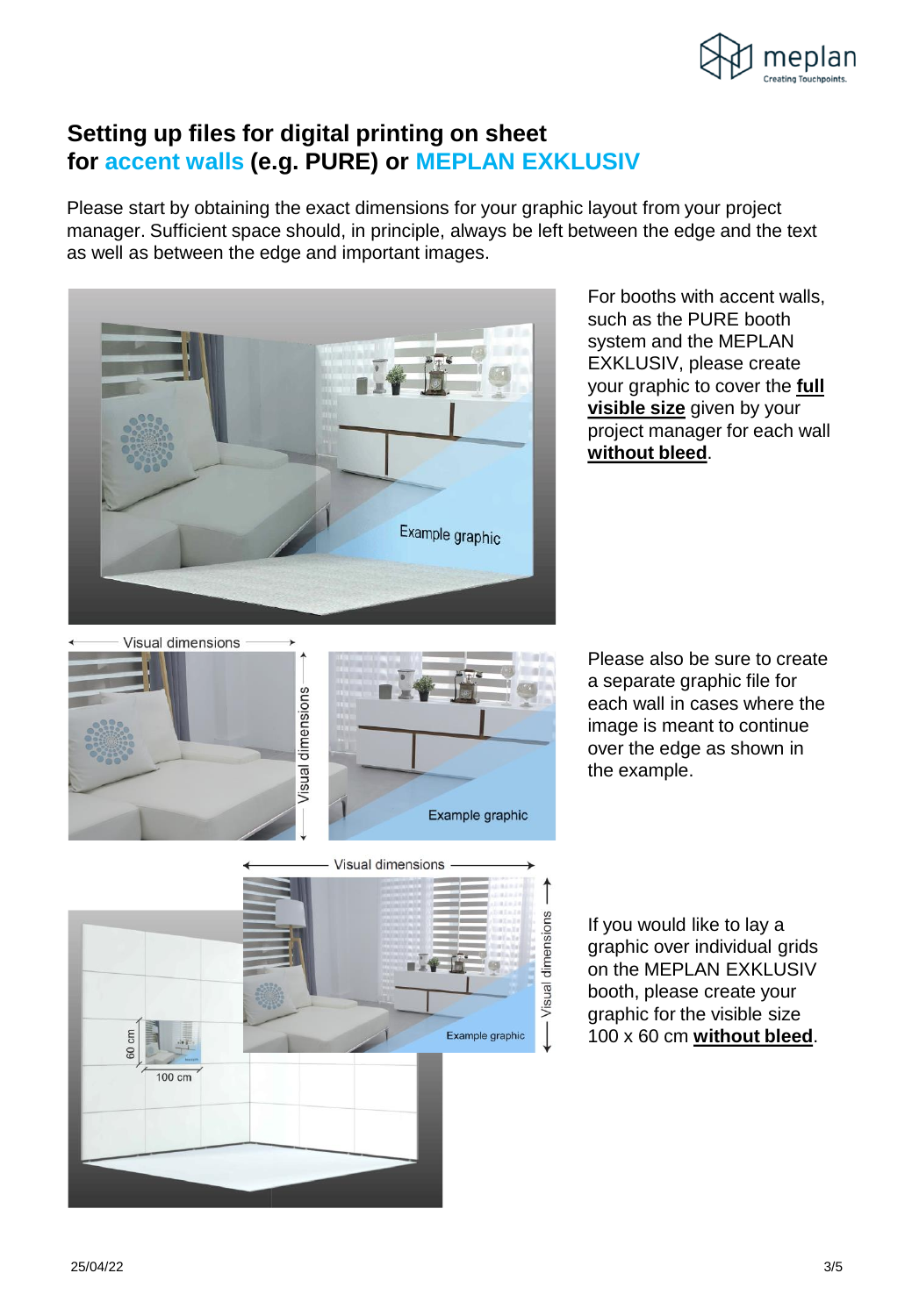## Setting up files for digital printing on sheet for accent walls (e.g. PURE) or MEPLAN EXKLUSIV

Please start by obtaining the exact dimensions for your graphic layout from your project manager. Sufficient space should, in principle, always be left between the edge and the text as well as between the edge and important images.

For booths with accent walls, such as the PURE booth system and the MEPLAN EXKLUSIV, please create your graphic to cover the **full visible size** given by your project manager for each wall **without bleed**.

Please also be sure to create a separate graphic file for each wall in cases where the image is meant to continue over the edge as shown in the example.

If you would like to lay a graphic over individual grids on the MEPLAN EXKLUSIV booth, please create your graphic for the visible size 100 x 60 cm **without bleed**.

25/04/22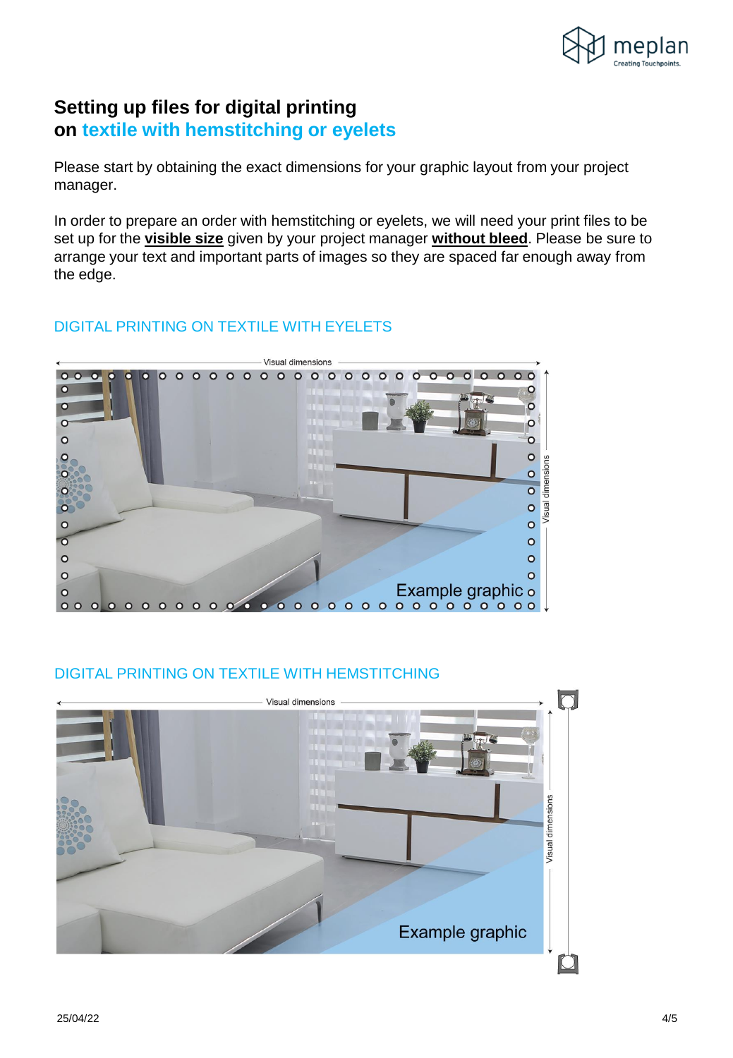# Setting up files for digital printing on textile with hemstitching or eyelets

Please start by obtaining the exact dimensions for your graphic layout from your project manager.

In order to prepare an order with hemstitching or eyelets, we will need your print files to be set up for the **visible size** given by your project manager **without bleed**. Please be sure to arrange your text and important parts of images so they are spaced far enough away from the edge.

## DIGITAL PRINTING ON TEXTILE WITH EYELETS

## DIGITAL PRINTING ON TEXTILE WITH HEMSTITCHING

25/04/22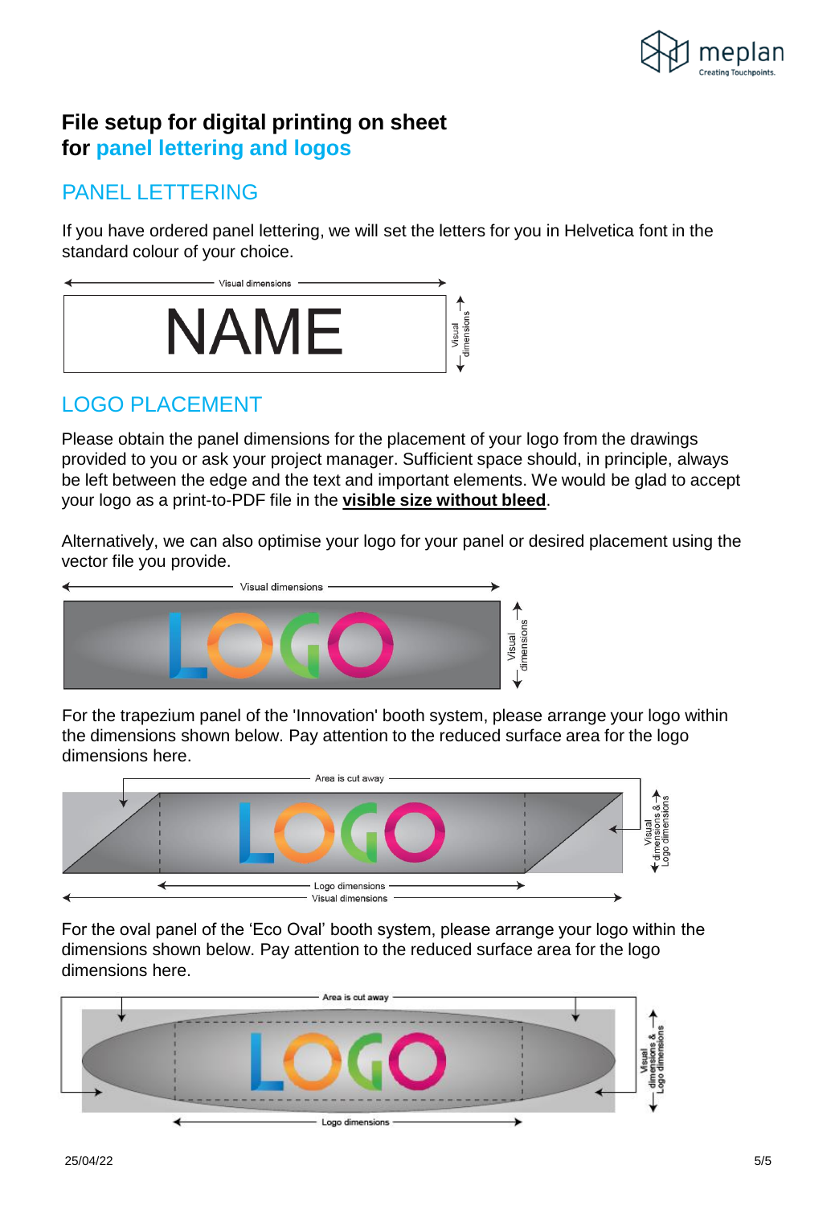# File setup for digital printing on sheet for panel lettering and logos

## PANEL LETTERING

If you have ordered panel lettering, we will set the letters for you in Helvetica font in the standard colour of your choice.

Visual dimensions

NAME

Visual dimensions

## LOGO PLACEMENT

Please obtain the panel dimensions for the placement of your logo from the drawings provided to you or ask your project manager. Sufficient space should, in principle, always be left between the edge and the text and important elements. We would be glad to accept your logo as a print-to-PDF file in the **visible size without bleed**.

Alternatively, we can also optimise your logo for your panel or desired placement using the vector file you provide.

Visual dimensions

LOGO

Visual dimensions

For the trapezium panel of the 'Innovation' booth system, please arrange your logo within the dimensions shown below. Pay attention to the reduced surface area for the logo dimensions here.

Area is cut away

LOGO

Visual dimensions & Logo dimensions

Logo dimensions

Visual dimensions

For the oval panel of the 'Eco Oval' booth system, please arrange your logo within the dimensions shown below. Pay attention to the reduced surface area for the logo dimensions here.

Area is cut away

LOGO

Visual dimensions & Logo dimensions

Logo dimensions

25/04/22